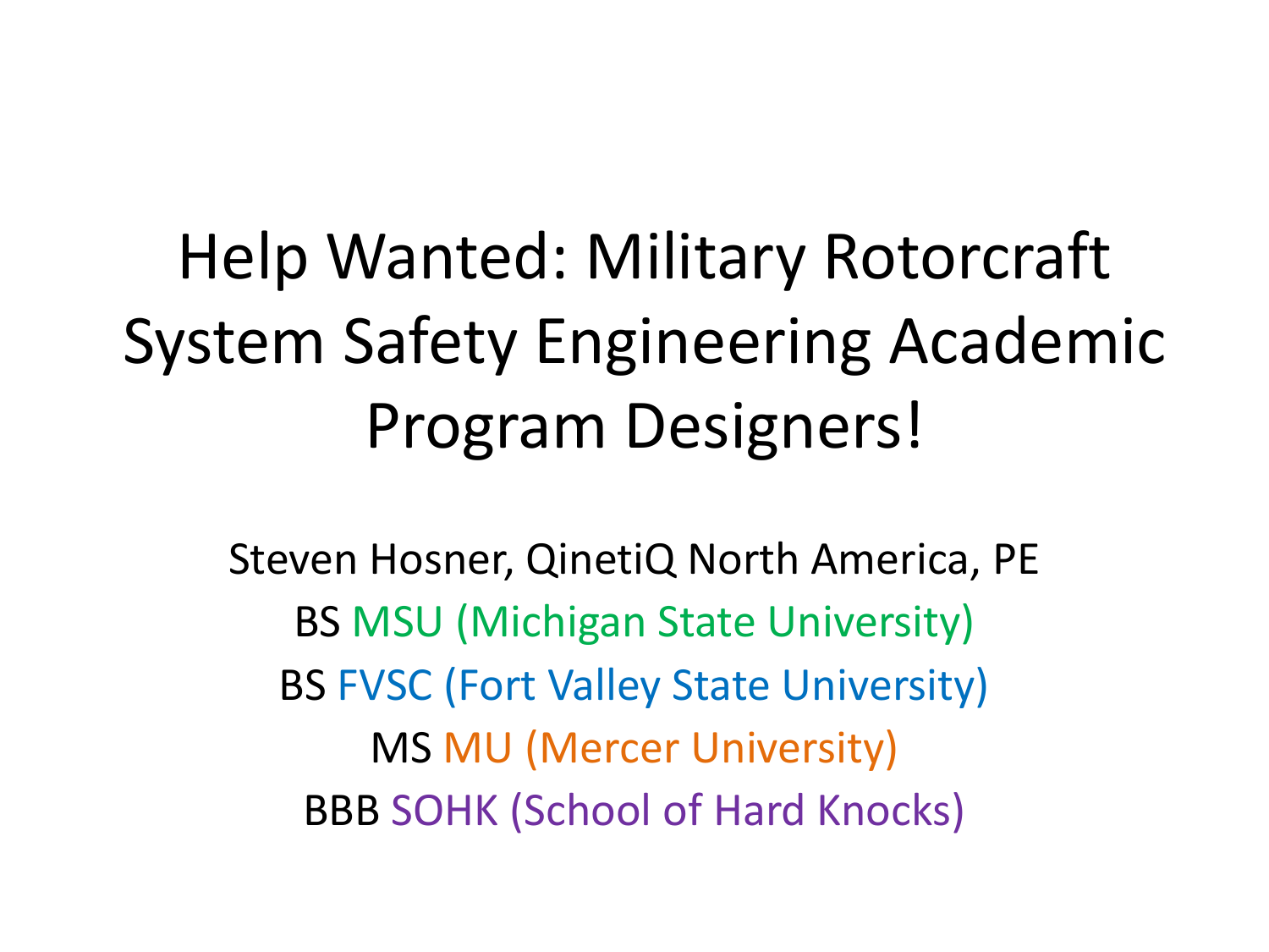# Help Wanted: Military Rotorcraft System Safety Engineering Academic Program Designers!

Steven Hosner, QinetiQ North America, PE

BS MSU (Michigan State University)

BS FVSC (Fort Valley State University)

MS MU (Mercer University)

BBB SOHK (School of Hard Knocks)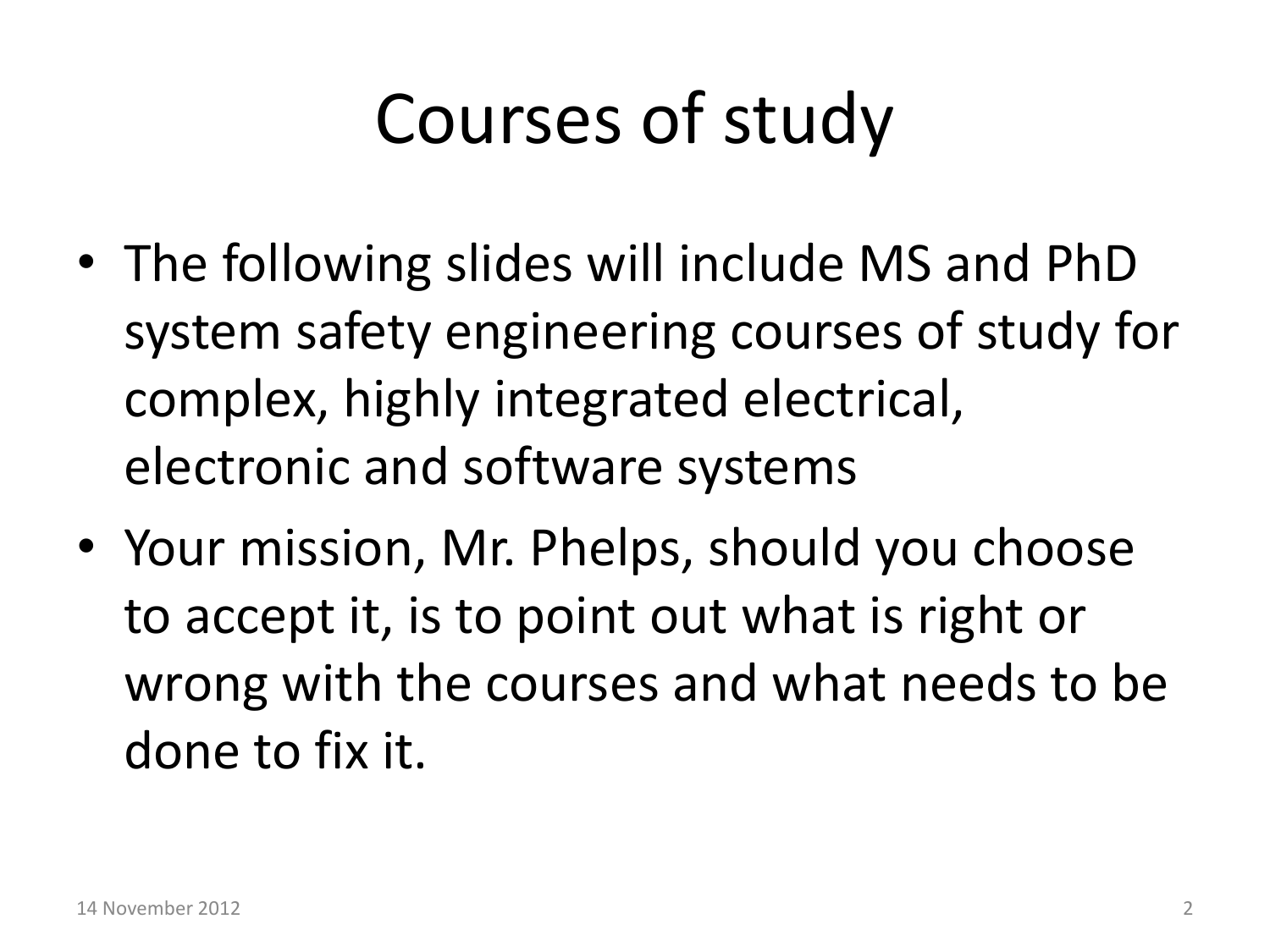# Courses of study

- The following slides will include MS and PhD system safety engineering courses of study for complex, highly integrated electrical, electronic and software systems
- Your mission, Mr. Phelps, should you choose to accept it, is to point out what is right or wrong with the courses and what needs to be done to fix it.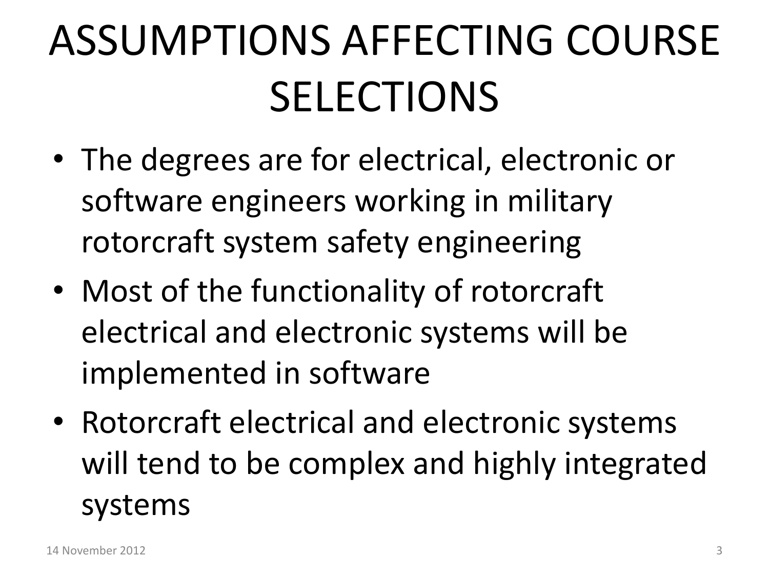# ASSUMPTIONS AFFECTING COURSE SELECTIONS

- The degrees are for electrical, electronic or software engineers working in military rotorcraft system safety engineering
- Most of the functionality of rotorcraft electrical and electronic systems will be implemented in software
- Rotorcraft electrical and electronic systems will tend to be complex and highly integrated systems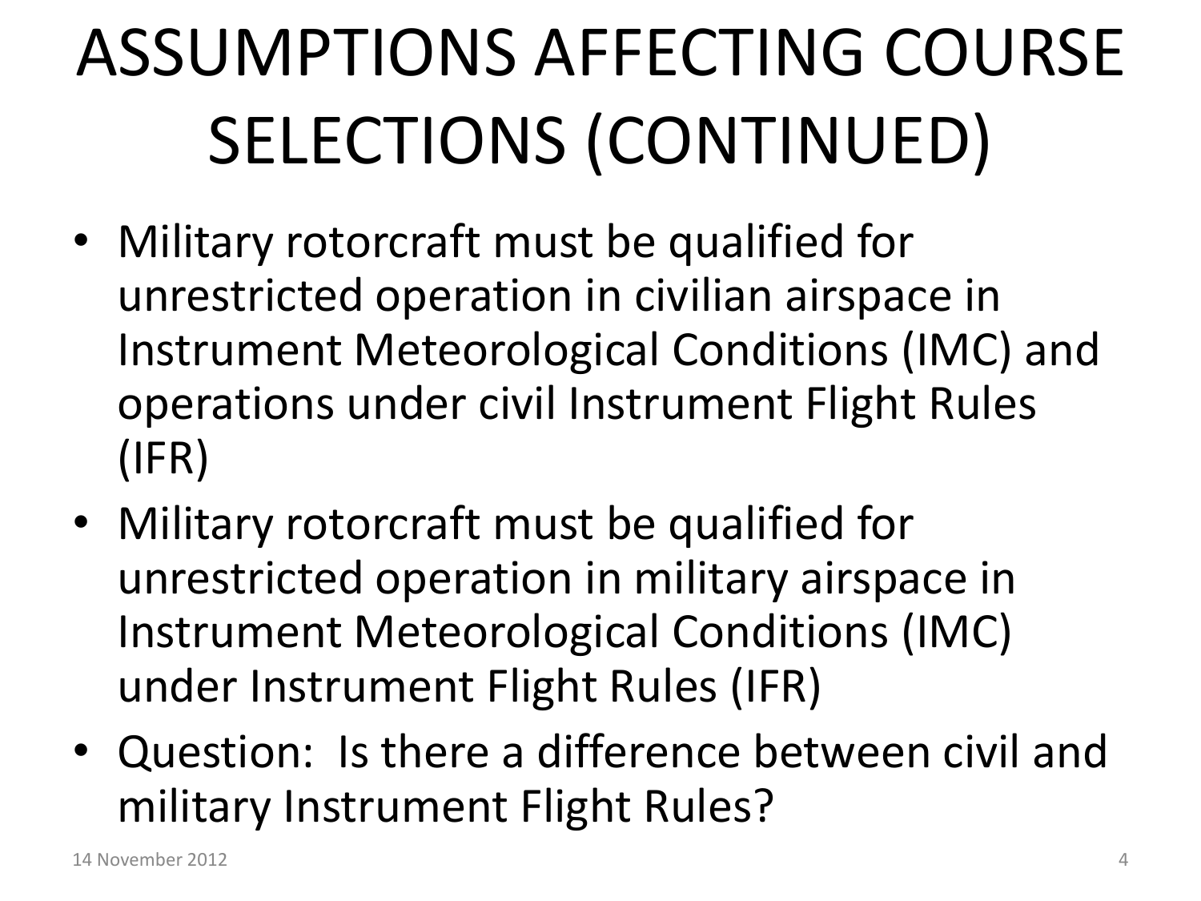# ASSUMPTIONS AFFECTING COURSE SELECTIONS (CONTINUED)

- Military rotorcraft must be qualified for unrestricted operation in civilian airspace in Instrument Meteorological Conditions (IMC) and operations under civil Instrument Flight Rules (IFR)
- Military rotorcraft must be qualified for unrestricted operation in military airspace in Instrument Meteorological Conditions (IMC) under Instrument Flight Rules (IFR)
- Question: Is there a difference between civil and military Instrument Flight Rules?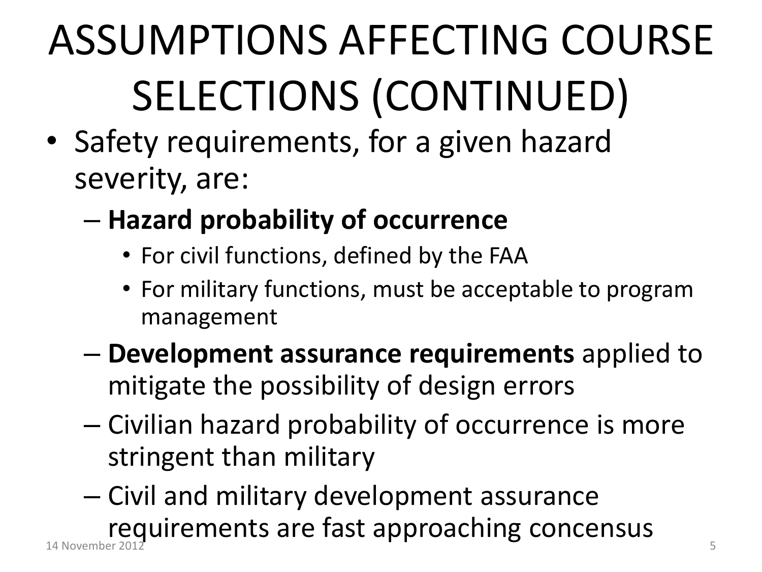# ASSUMPTIONS AFFECTING COURSE SELECTIONS (CONTINUED)

- Safety requirements, for a given hazard severity, are:
  - **Hazard probability of occurrence**
    - For civil functions, defined by the FAA
    - For military functions, must be acceptable to program management
  - **Development assurance requirements** applied to mitigate the possibility of design errors
  - Civilian hazard probability of occurrence is more stringent than military
  - Civil and military development assurance requirements are fast approaching concensus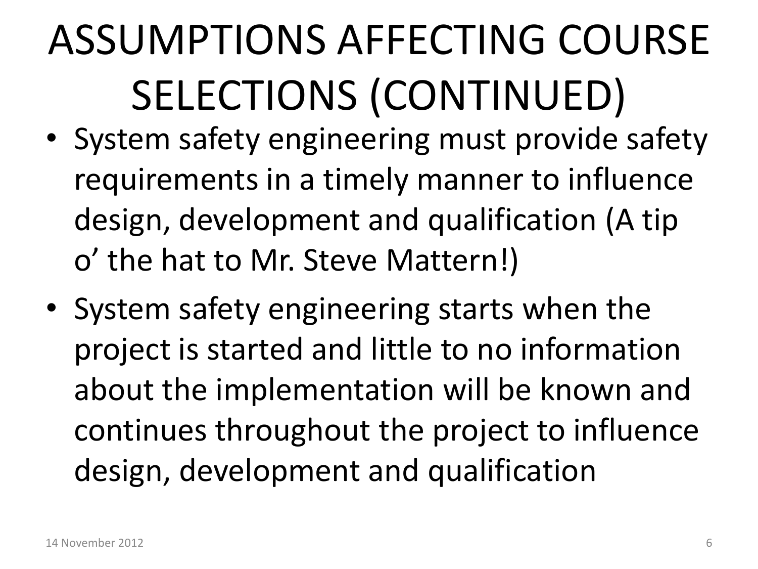# ASSUMPTIONS AFFECTING COURSE SELECTIONS (CONTINUED)

- System safety engineering must provide safety requirements in a timely manner to influence design, development and qualification (A tip o' the hat to Mr. Steve Mattern!)
- System safety engineering starts when the project is started and little to no information about the implementation will be known and continues throughout the project to influence design, development and qualification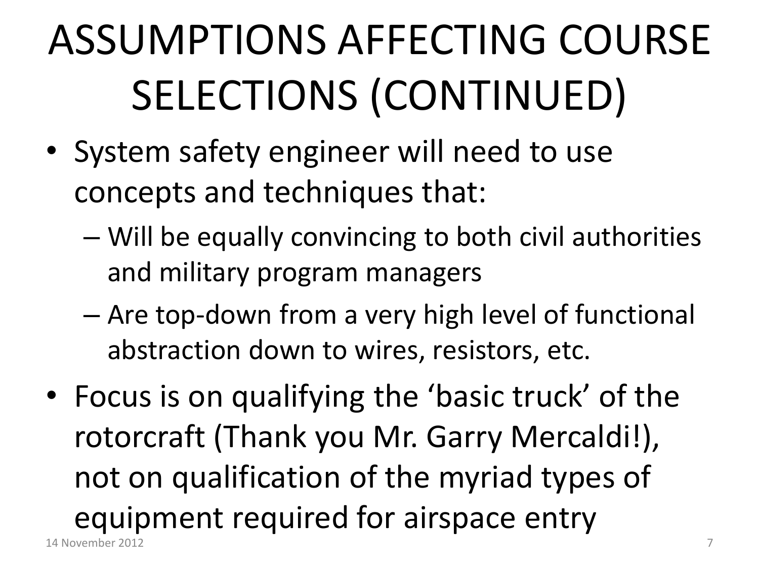# ASSUMPTIONS AFFECTING COURSE SELECTIONS (CONTINUED)

- System safety engineer will need to use concepts and techniques that:
  - Will be equally convincing to both civil authorities and military program managers
  - Are top-down from a very high level of functional abstraction down to wires, resistors, etc.
- Focus is on qualifying the 'basic truck' of the rotorcraft (Thank you Mr. Garry Mercaldi!), not on qualification of the myriad types of equipment required for airspace entry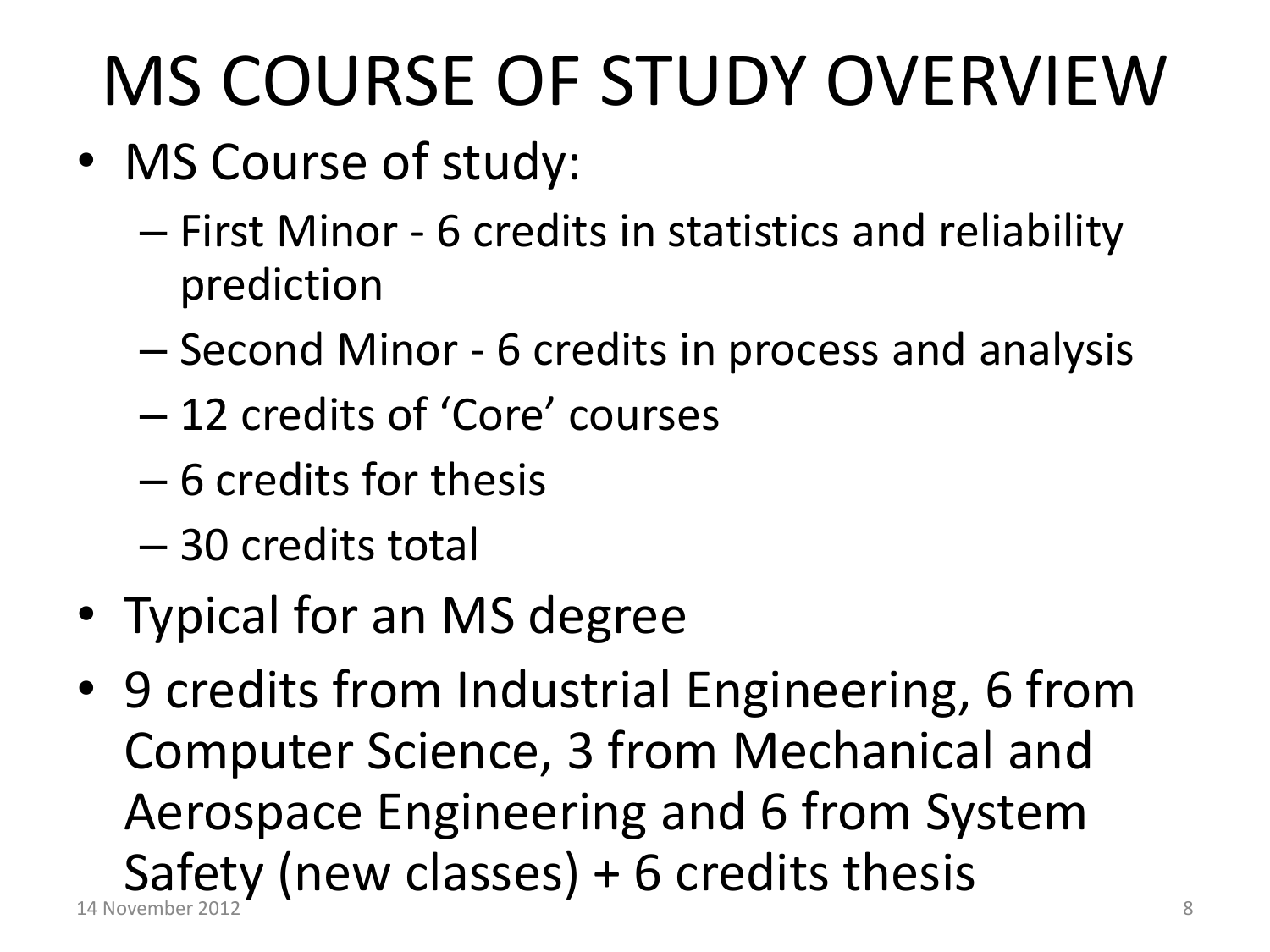# MS COURSE OF STUDY OVERVIEW

- MS Course of study:
  - First Minor - 6 credits in statistics and reliability prediction
  - Second Minor - 6 credits in process and analysis
  - 12 credits of 'Core' courses
  - 6 credits for thesis
  - 30 credits total
- Typical for an MS degree
- 9 credits from Industrial Engineering, 6 from Computer Science, 3 from Mechanical and Aerospace Engineering and 6 from System Safety (new classes) + 6 credits thesis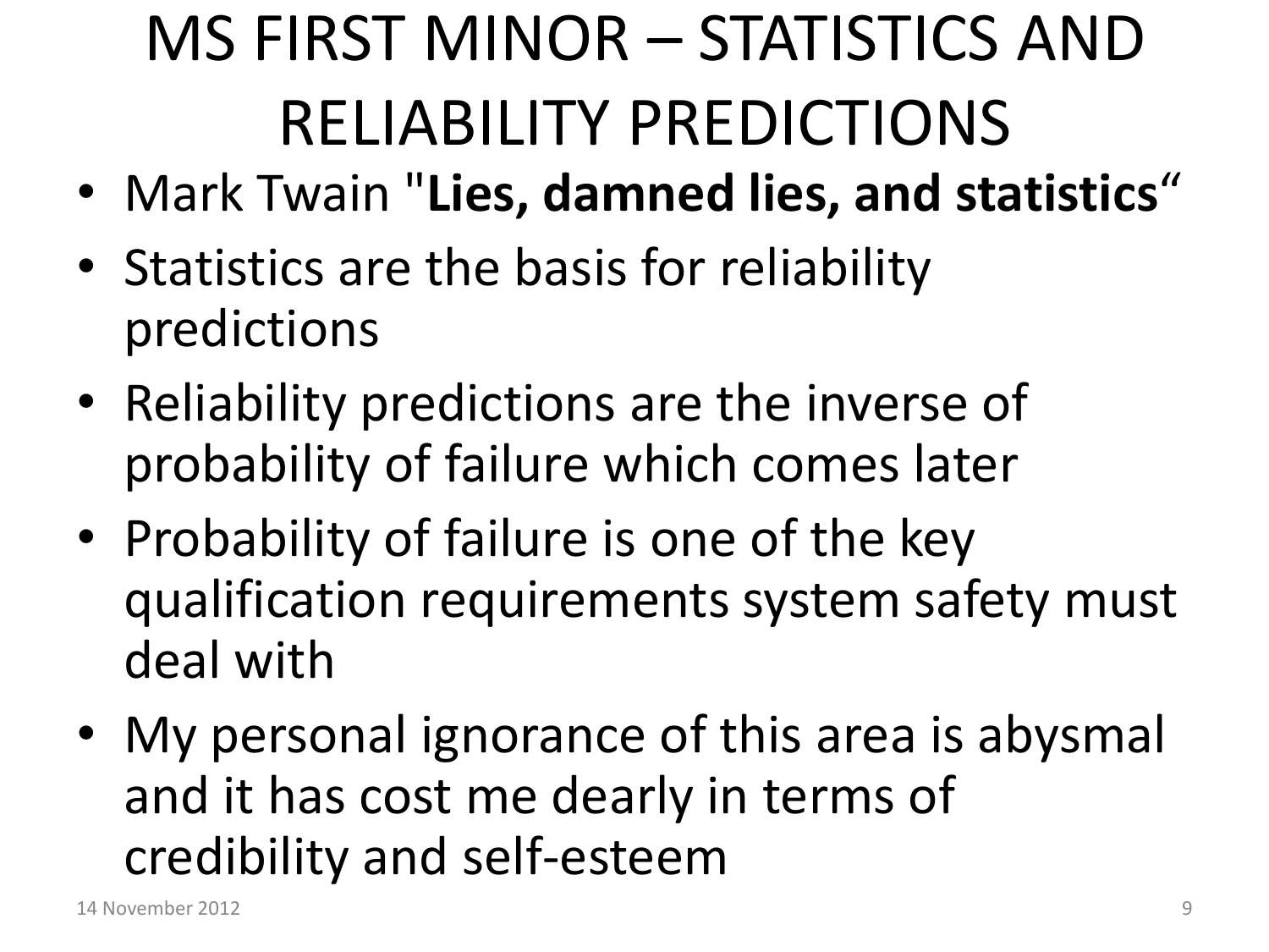# MS FIRST MINOR – STATISTICS AND RELIABILITY PREDICTIONS

- Mark Twain "**Lies, damned lies, and statistics**"
- Statistics are the basis for reliability predictions
- Reliability predictions are the inverse of probability of failure which comes later
- Probability of failure is one of the key qualification requirements system safety must deal with
- My personal ignorance of this area is abysmal and it has cost me dearly in terms of credibility and self-esteem

14 November 2012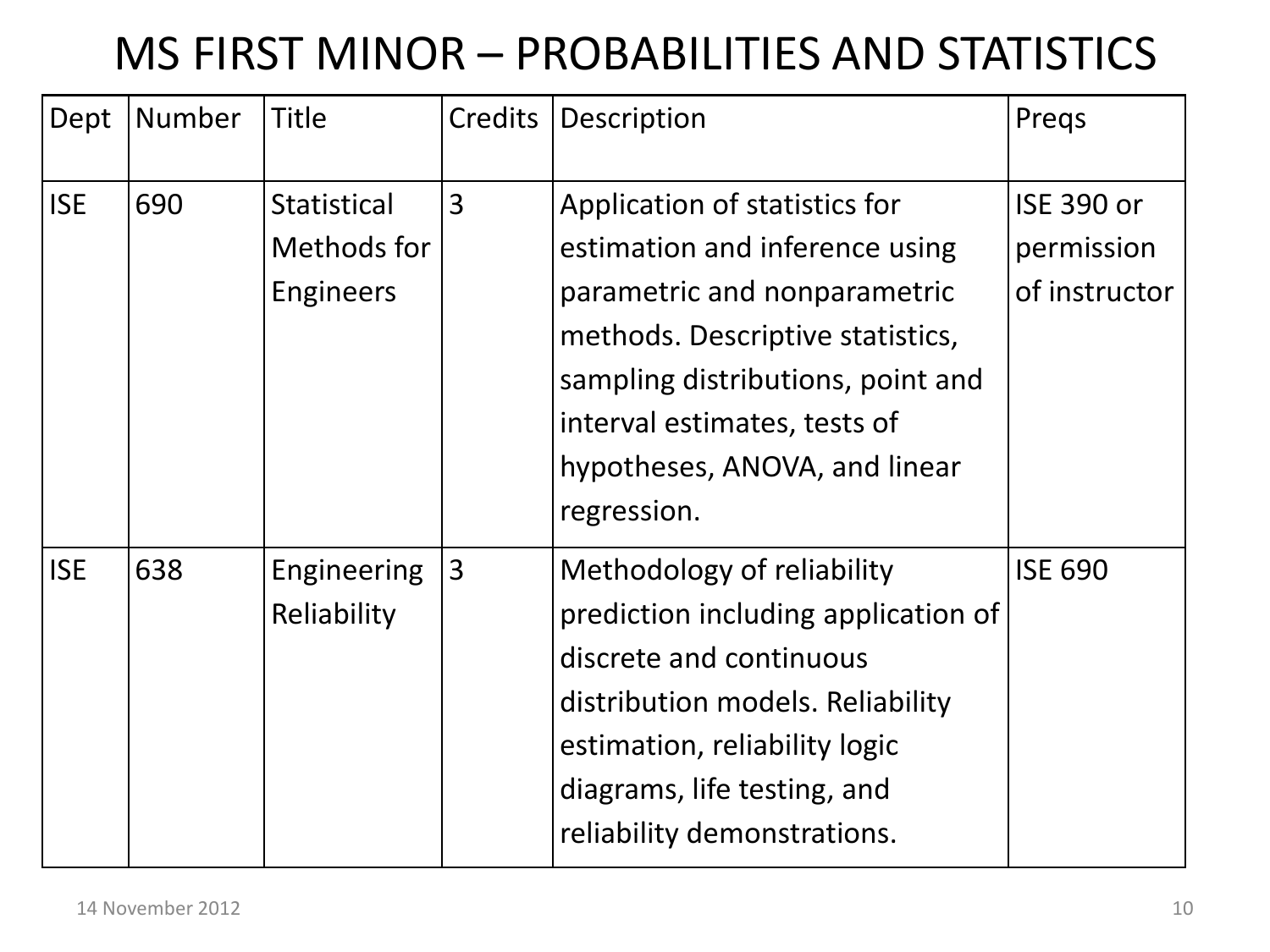# MS FIRST MINOR – PROBABILITIES AND STATISTICS

| Dept | Number | Title | Credits | Description | Preqs |
|---|---|---|---|---|---|
| ISE | 690 | Statistical Methods for Engineers | 3 | Application of statistics for estimation and inference using parametric and nonparametric methods. Descriptive statistics, sampling distributions, point and interval estimates, tests of hypotheses, ANOVA, and linear regression. | ISE 390 or permission of instructor |
| ISE | 638 | Engineering Reliability | 3 | Methodology of reliability prediction including application of discrete and continuous distribution models. Reliability estimation, reliability logic diagrams, life testing, and reliability demonstrations. | ISE 690 |

14 November 2012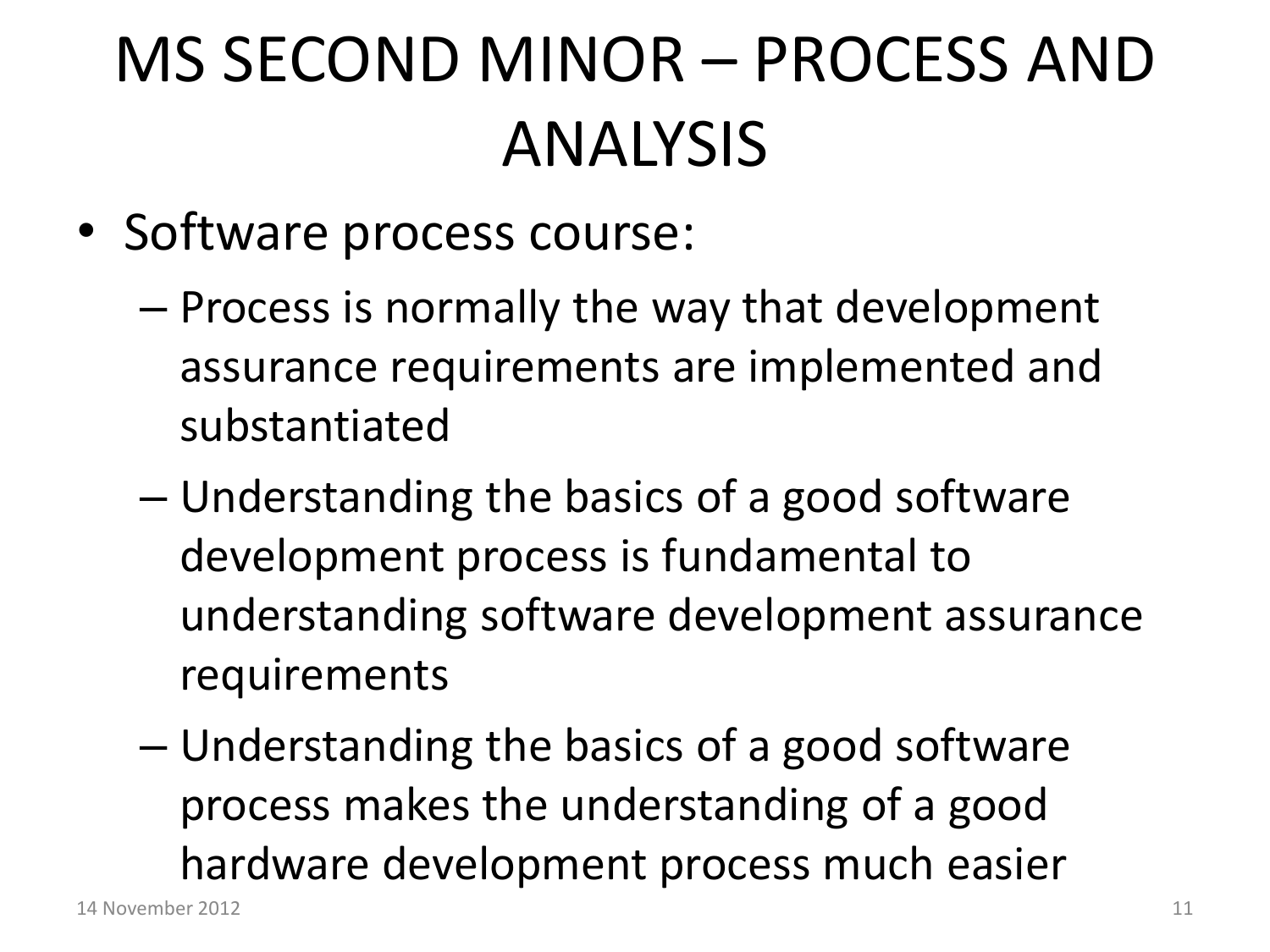# MS SECOND MINOR – PROCESS AND ANALYSIS

- Software process course:
  - Process is normally the way that development assurance requirements are implemented and substantiated
  - Understanding the basics of a good software development process is fundamental to understanding software development assurance requirements
  - Understanding the basics of a good software process makes the understanding of a good hardware development process much easier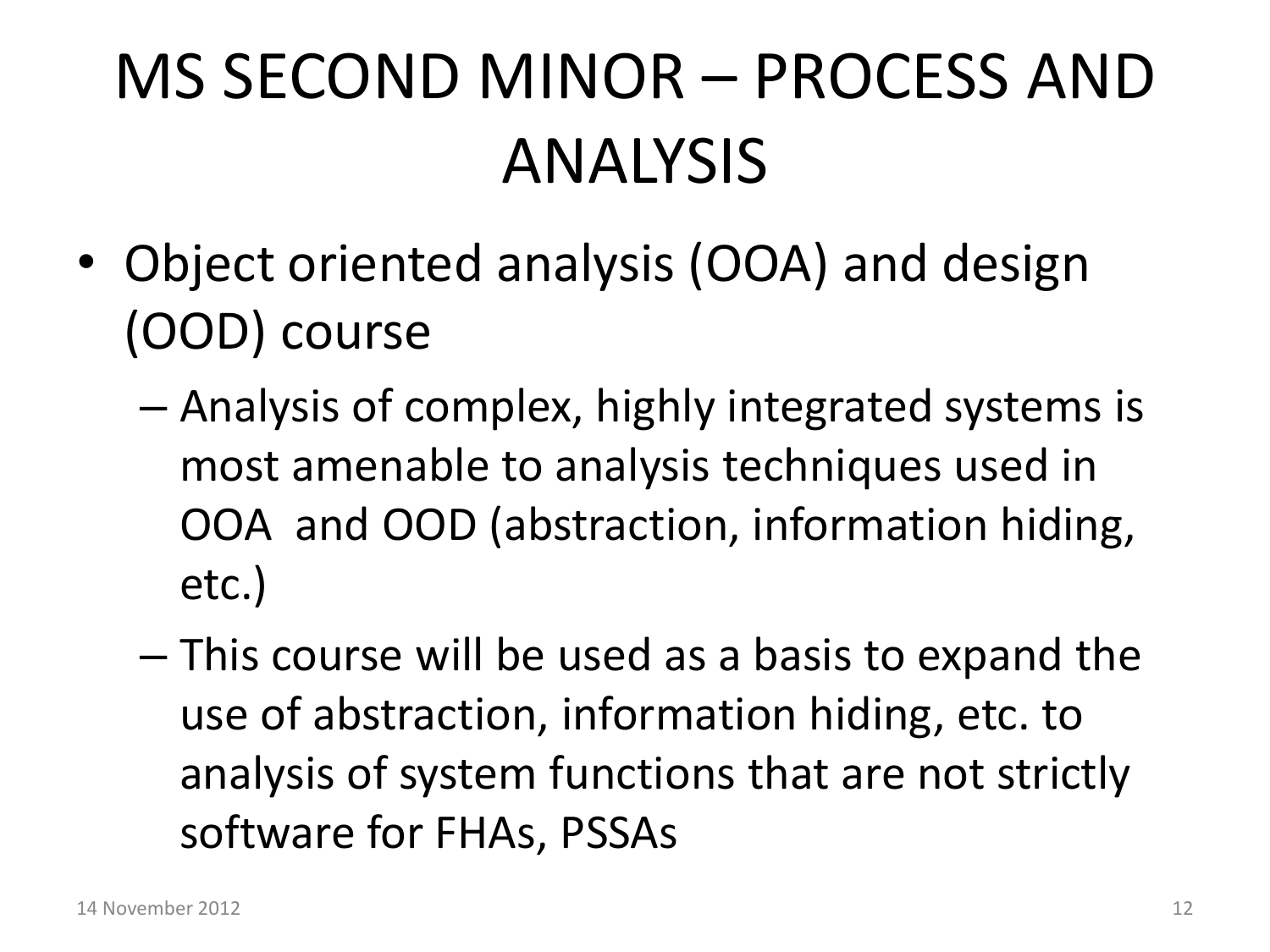# MS SECOND MINOR – PROCESS AND ANALYSIS

- Object oriented analysis (OOA) and design (OOD) course
  - Analysis of complex, highly integrated systems is most amenable to analysis techniques used in OOA and OOD (abstraction, information hiding, etc.)
  - This course will be used as a basis to expand the use of abstraction, information hiding, etc. to analysis of system functions that are not strictly software for FHAs, PSSAs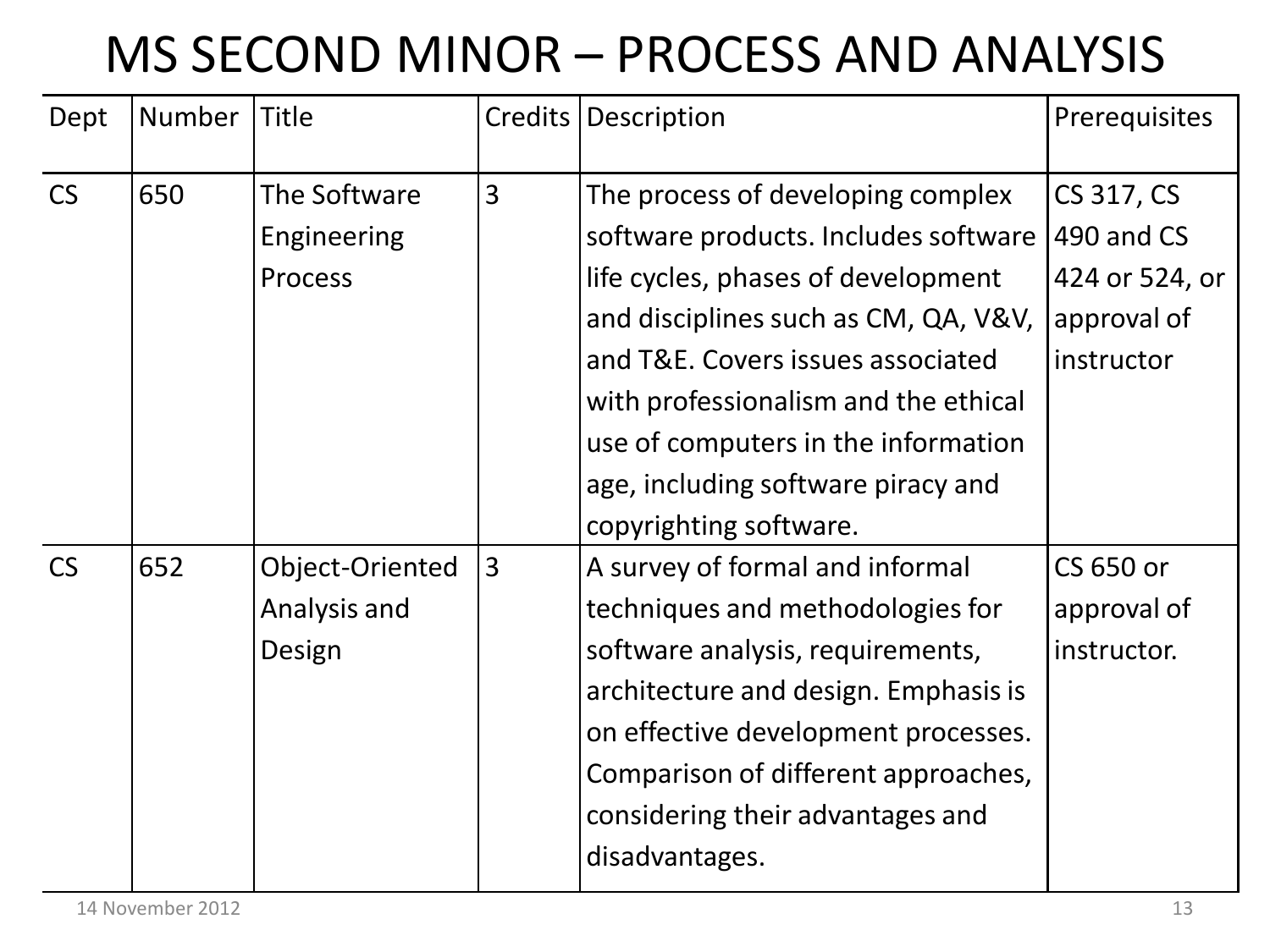# MS SECOND MINOR – PROCESS AND ANALYSIS

| Dept | Number | Title | Credits | Description | Prerequisites |
|---|---|---|---|---|---|
| CS | 650 | The Software Engineering Process | 3 | The process of developing complex software products. Includes software life cycles, phases of development and disciplines such as CM, QA, V&V, and T&E. Covers issues associated with professionalism and the ethical use of computers in the information age, including software piracy and copyrighting software. | CS 317, CS 490 and CS 424 or 524, or approval of instructor |
| CS | 652 | Object-Oriented Analysis and Design | 3 | A survey of formal and informal techniques and methodologies for software analysis, requirements, architecture and design. Emphasis is on effective development processes. Comparison of different approaches, considering their advantages and disadvantages. | CS 650 or approval of instructor. |

14 November 2012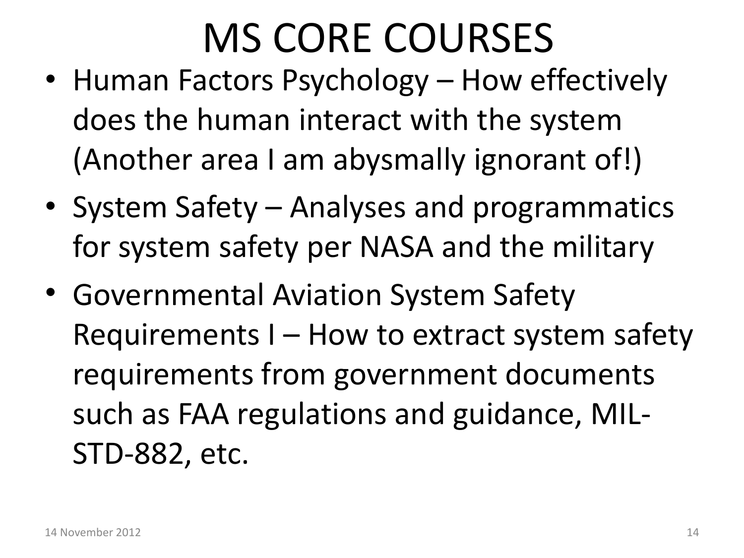# MS CORE COURSES

- Human Factors Psychology – How effectively does the human interact with the system (Another area I am abysmally ignorant of!)
- System Safety – Analyses and programmatics for system safety per NASA and the military
- Governmental Aviation System Safety Requirements I – How to extract system safety requirements from government documents such as FAA regulations and guidance, MIL-STD-882, etc.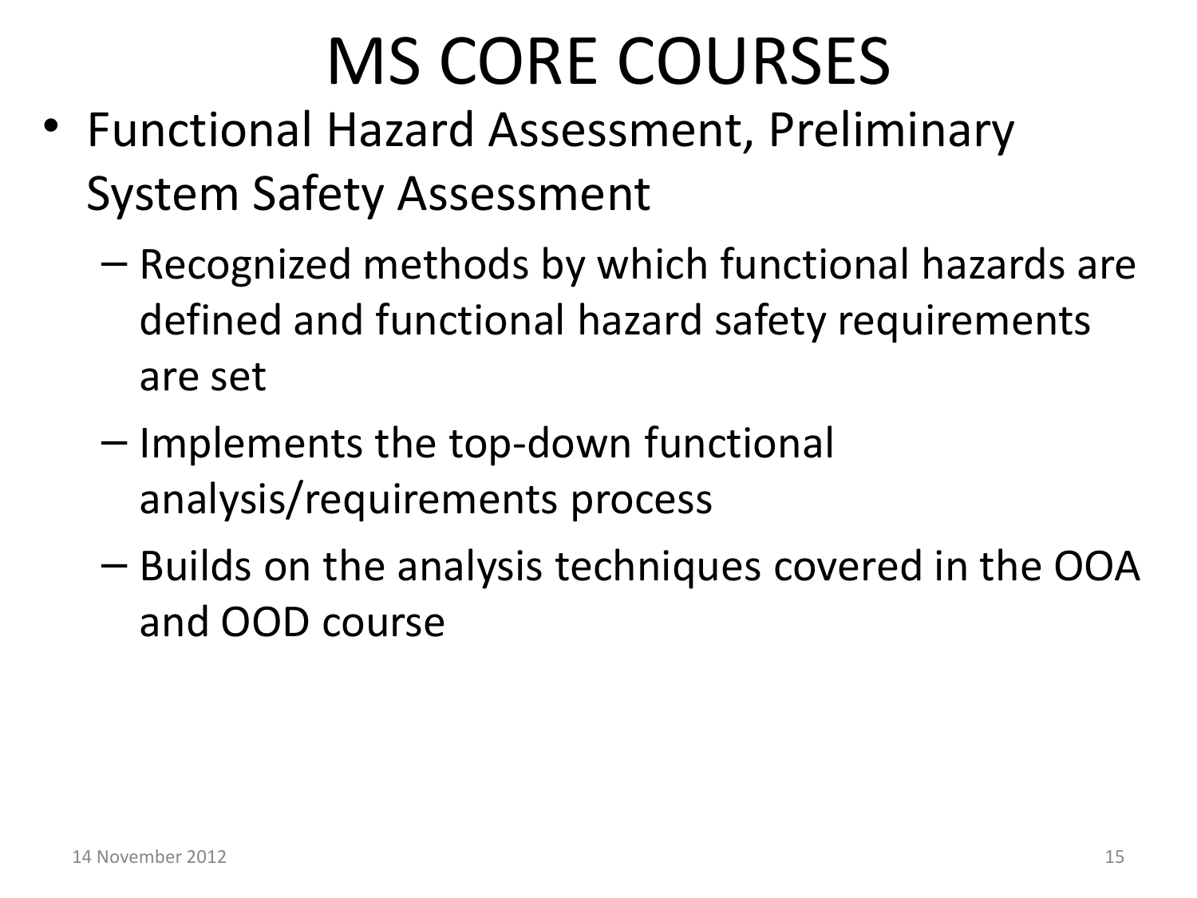# MS CORE COURSES

- Functional Hazard Assessment, Preliminary System Safety Assessment
  - Recognized methods by which functional hazards are defined and functional hazard safety requirements are set
  - Implements the top-down functional analysis/requirements process
  - Builds on the analysis techniques covered in the OOA and OOD course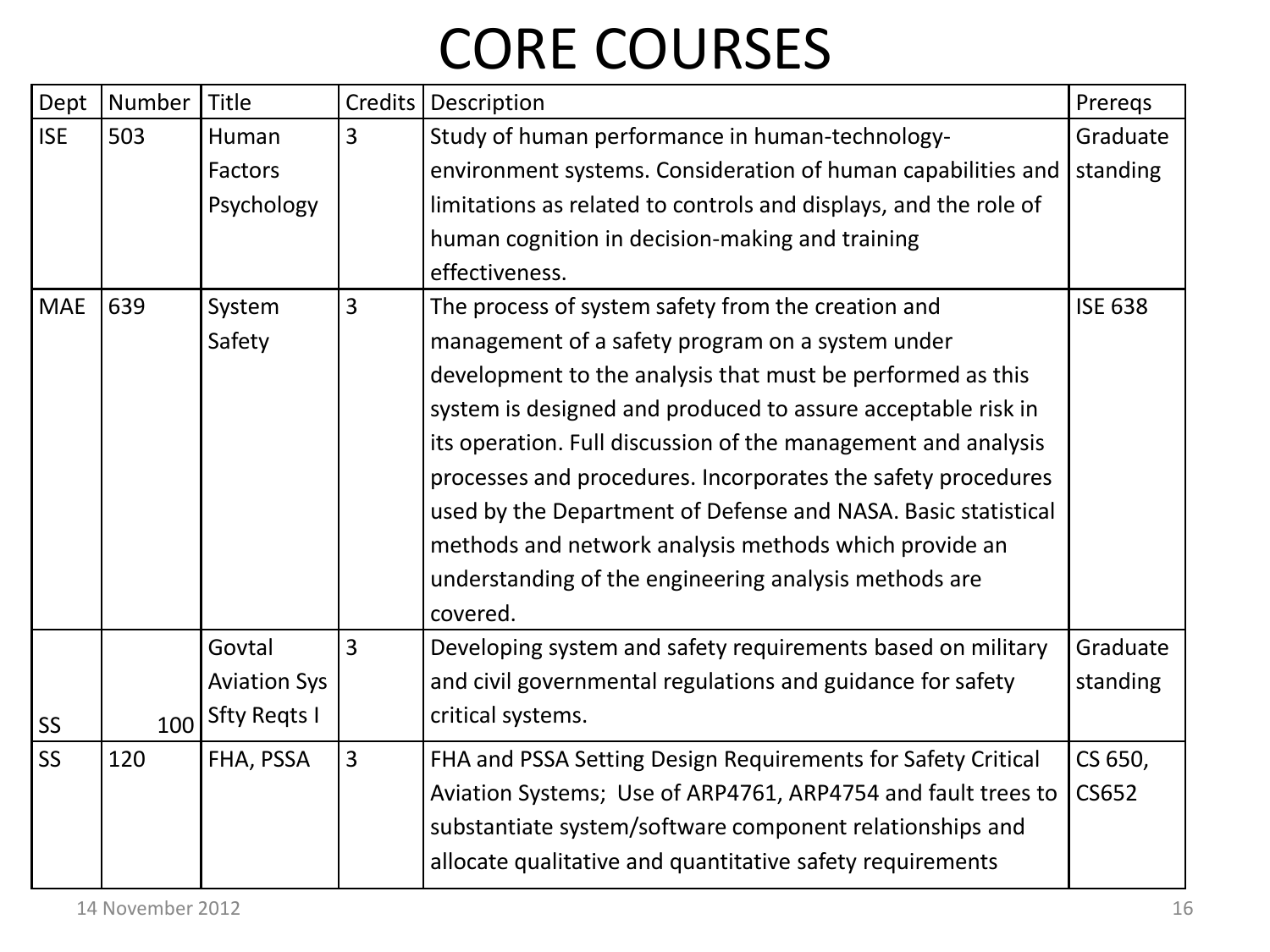# CORE COURSES

| Dept | Number | Title | Credits | Description | Prereqs |
|---|---|---|---|---|---|
| ISE | 503 | Human Factors Psychology | 3 | Study of human performance in human-technology-environment systems. Consideration of human capabilities and limitations as related to controls and displays, and the role of human cognition in decision-making and training effectiveness. | Graduate standing |
| MAE | 639 | System Safety | 3 | The process of system safety from the creation and management of a safety program on a system under development to the analysis that must be performed as this system is designed and produced to assure acceptable risk in its operation. Full discussion of the management and analysis processes and procedures. Incorporates the safety procedures used by the Department of Defense and NASA. Basic statistical methods and network analysis methods which provide an understanding of the engineering analysis methods are covered. | ISE 638 |
| SS | 100 | Govtal Aviation Sys Sfty Reqts I | 3 | Developing system and safety requirements based on military and civil governmental regulations and guidance for safety critical systems. | Graduate standing |
| SS | 120 | FHA, PSSA | 3 | FHA and PSSA Setting Design Requirements for Safety Critical Aviation Systems; Use of ARP4761, ARP4754 and fault trees to substantiate system/software component relationships and allocate qualitative and quantitative safety requirements | CS 650, CS652 |

14 November 2012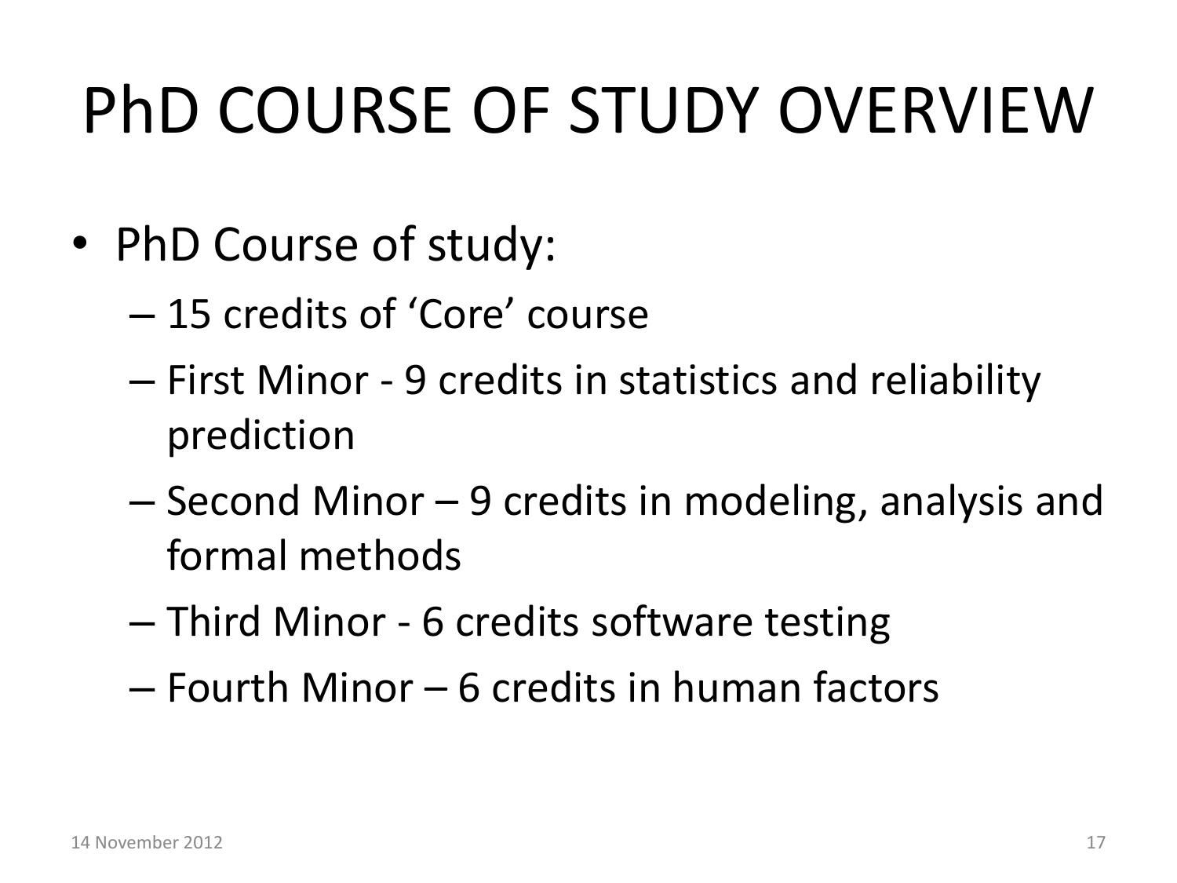# PhD COURSE OF STUDY OVERVIEW

- PhD Course of study:
  - 15 credits of ‘Core’ course
  - First Minor - 9 credits in statistics and reliability prediction
  - Second Minor – 9 credits in modeling, analysis and formal methods
  - Third Minor - 6 credits software testing
  - Fourth Minor – 6 credits in human factors

14 November 2012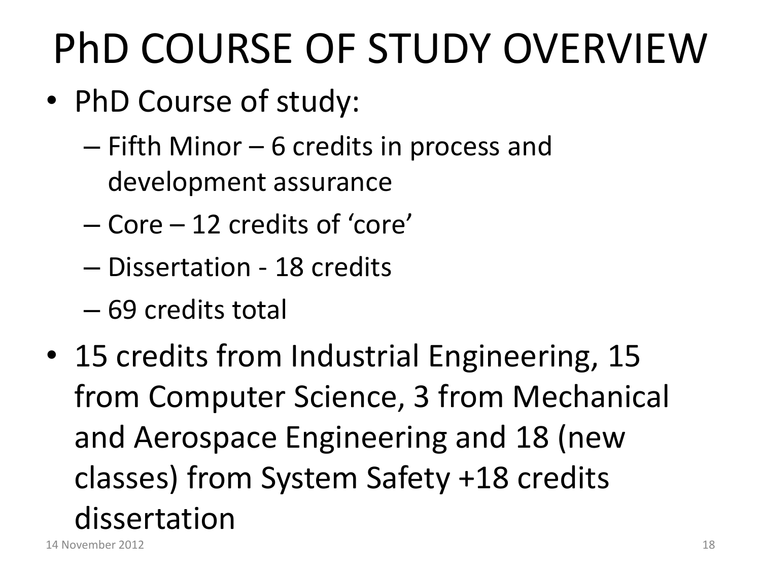# PhD COURSE OF STUDY OVERVIEW

- PhD Course of study:
  - Fifth Minor – 6 credits in process and development assurance
  - Core – 12 credits of 'core'
  - Dissertation - 18 credits
  - 69 credits total
- 15 credits from Industrial Engineering, 15 from Computer Science, 3 from Mechanical and Aerospace Engineering and 18 (new classes) from System Safety +18 credits dissertation

14 November 2012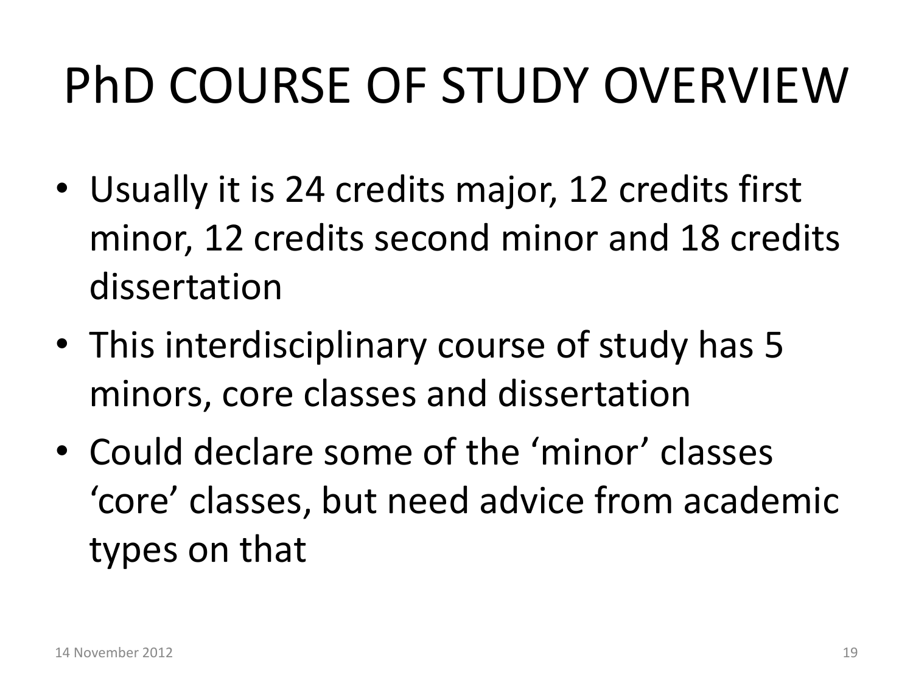# PhD COURSE OF STUDY OVERVIEW

- Usually it is 24 credits major, 12 credits first minor, 12 credits second minor and 18 credits dissertation
- This interdisciplinary course of study has 5 minors, core classes and dissertation
- Could declare some of the 'minor' classes 'core' classes, but need advice from academic types on that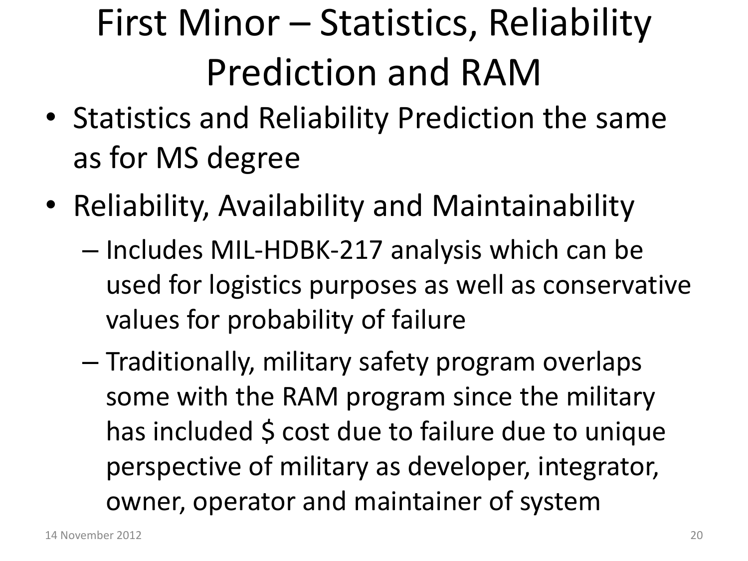# First Minor – Statistics, Reliability Prediction and RAM

- Statistics and Reliability Prediction the same as for MS degree
- Reliability, Availability and Maintainability
  - Includes MIL-HDBK-217 analysis which can be used for logistics purposes as well as conservative values for probability of failure
  - Traditionally, military safety program overlaps some with the RAM program since the military has included $ cost due to failure due to unique perspective of military as developer, integrator, owner, operator and maintainer of system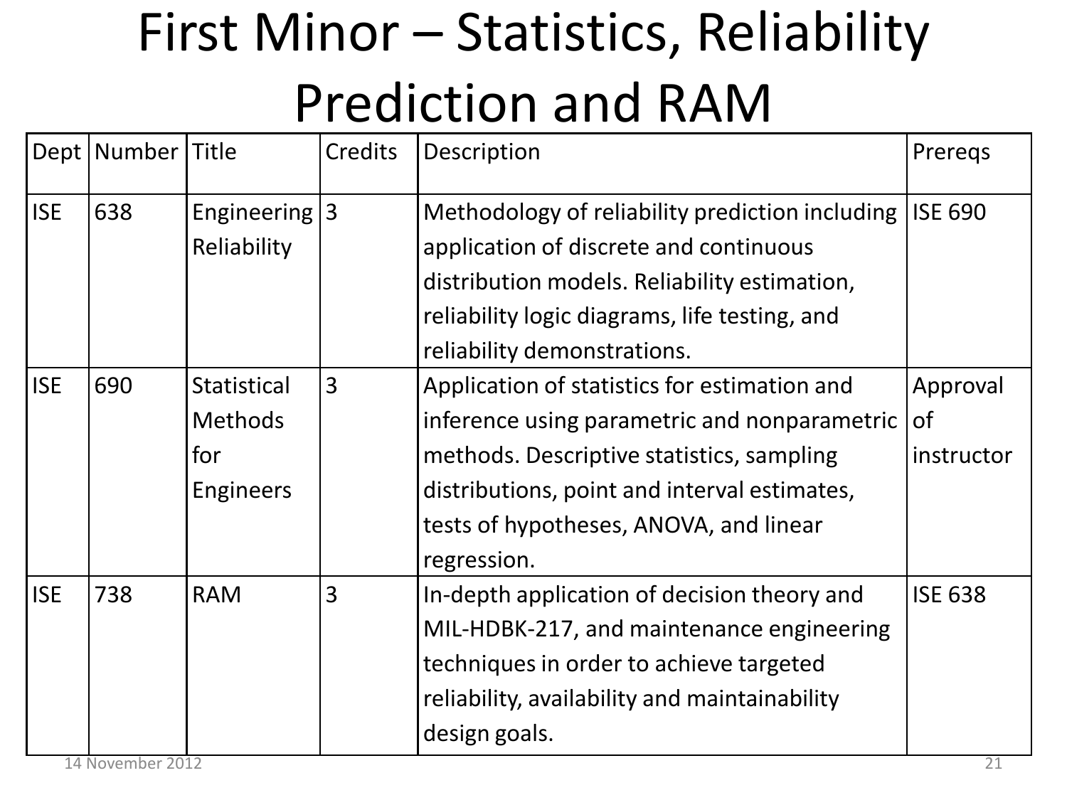# First Minor – Statistics, Reliability Prediction and RAM

| Dept | Number | Title | Credits | Description | Prereqs |
|---|---|---|---|---|---|
| ISE | 638 | Engineering Reliability | 3 | Methodology of reliability prediction including application of discrete and continuous distribution models. Reliability estimation, reliability logic diagrams, life testing, and reliability demonstrations. | ISE 690 |
| ISE | 690 | Statistical Methods for Engineers | 3 | Application of statistics for estimation and inference using parametric and nonparametric methods. Descriptive statistics, sampling distributions, point and interval estimates, tests of hypotheses, ANOVA, and linear regression. | Approval of instructor |
| ISE | 738 | RAM | 3 | In-depth application of decision theory and MIL-HDBK-217, and maintenance engineering techniques in order to achieve targeted reliability, availability and maintainability design goals. | ISE 638 |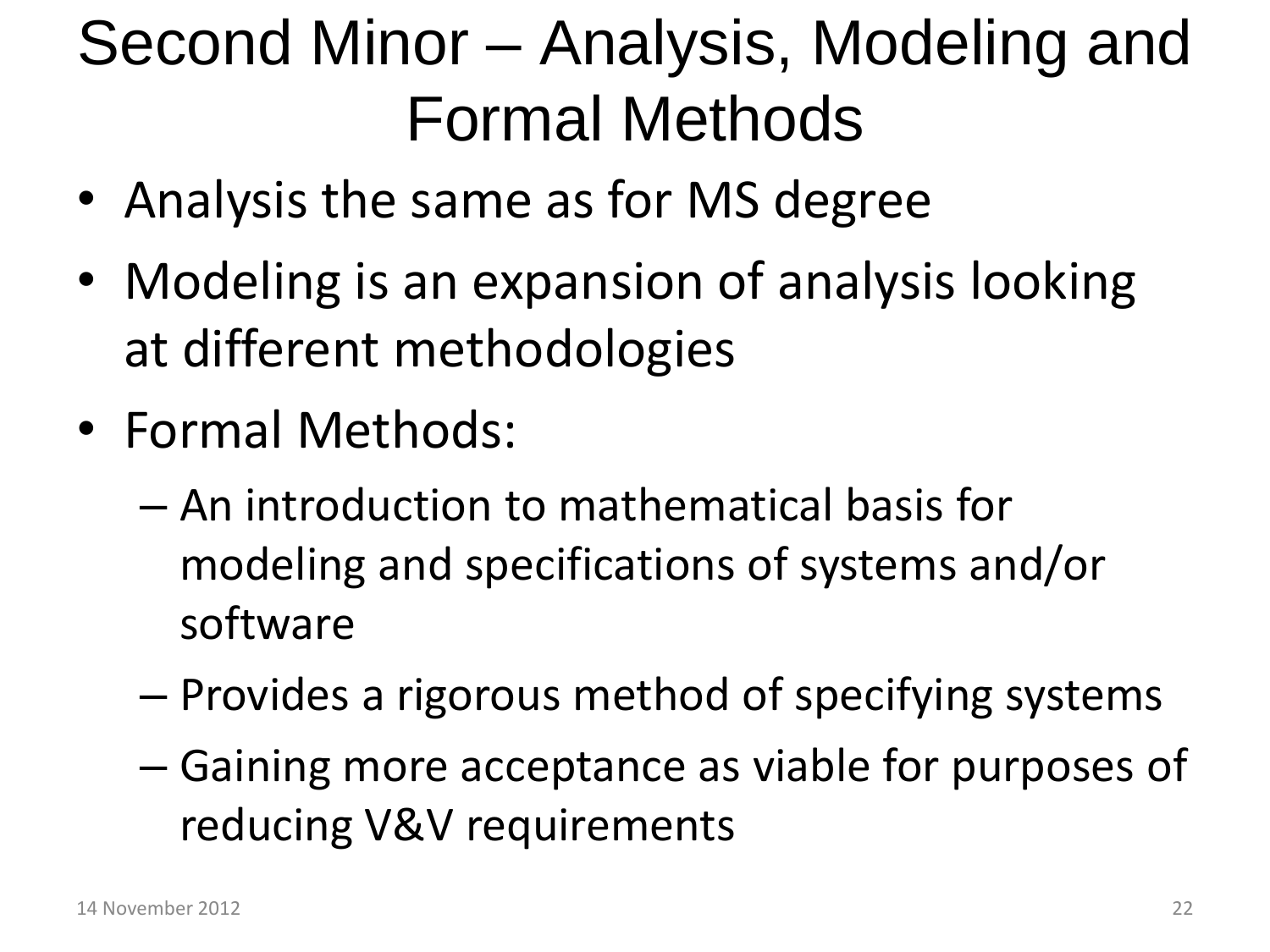# Second Minor – Analysis, Modeling and Formal Methods

- Analysis the same as for MS degree
- Modeling is an expansion of analysis looking at different methodologies
- Formal Methods:
  - An introduction to mathematical basis for modeling and specifications of systems and/or software
  - Provides a rigorous method of specifying systems
  - Gaining more acceptance as viable for purposes of reducing V&V requirements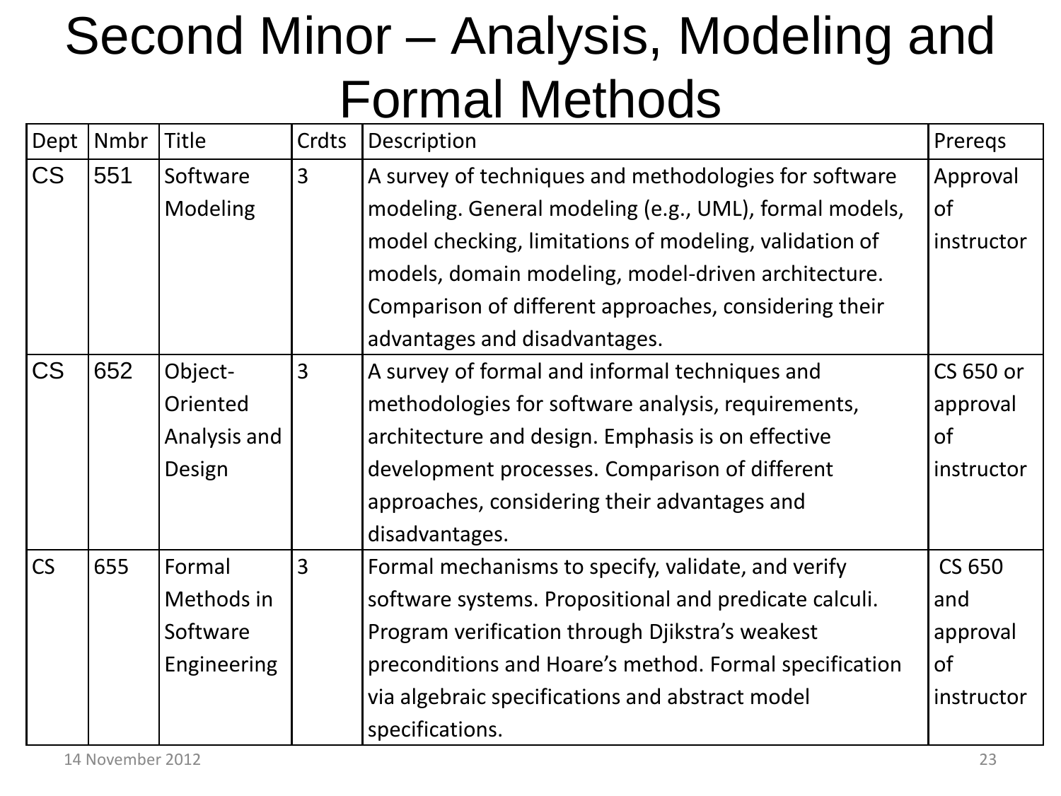# Second Minor – Analysis, Modeling and Formal Methods

| Dept | Nmbr | Title | Crdts | Description | Prereqs |
|---|---|---|---|---|---|
| CS | 551 | Software Modeling | 3 | A survey of techniques and methodologies for software modeling. General modeling (e.g., UML), formal models, model checking, limitations of modeling, validation of models, domain modeling, model-driven architecture. Comparison of different approaches, considering their advantages and disadvantages. | Approval of instructor |
| CS | 652 | Object-Oriented Analysis and Design | 3 | A survey of formal and informal techniques and methodologies for software analysis, requirements, architecture and design. Emphasis is on effective development processes. Comparison of different approaches, considering their advantages and disadvantages. | CS 650 or approval of instructor |
| CS | 655 | Formal Methods in Software Engineering | 3 | Formal mechanisms to specify, validate, and verify software systems. Propositional and predicate calculi. Program verification through Djikstra's weakest preconditions and Hoare's method. Formal specification via algebraic specifications and abstract model specifications. | CS 650 and approval of instructor |

14 November 2012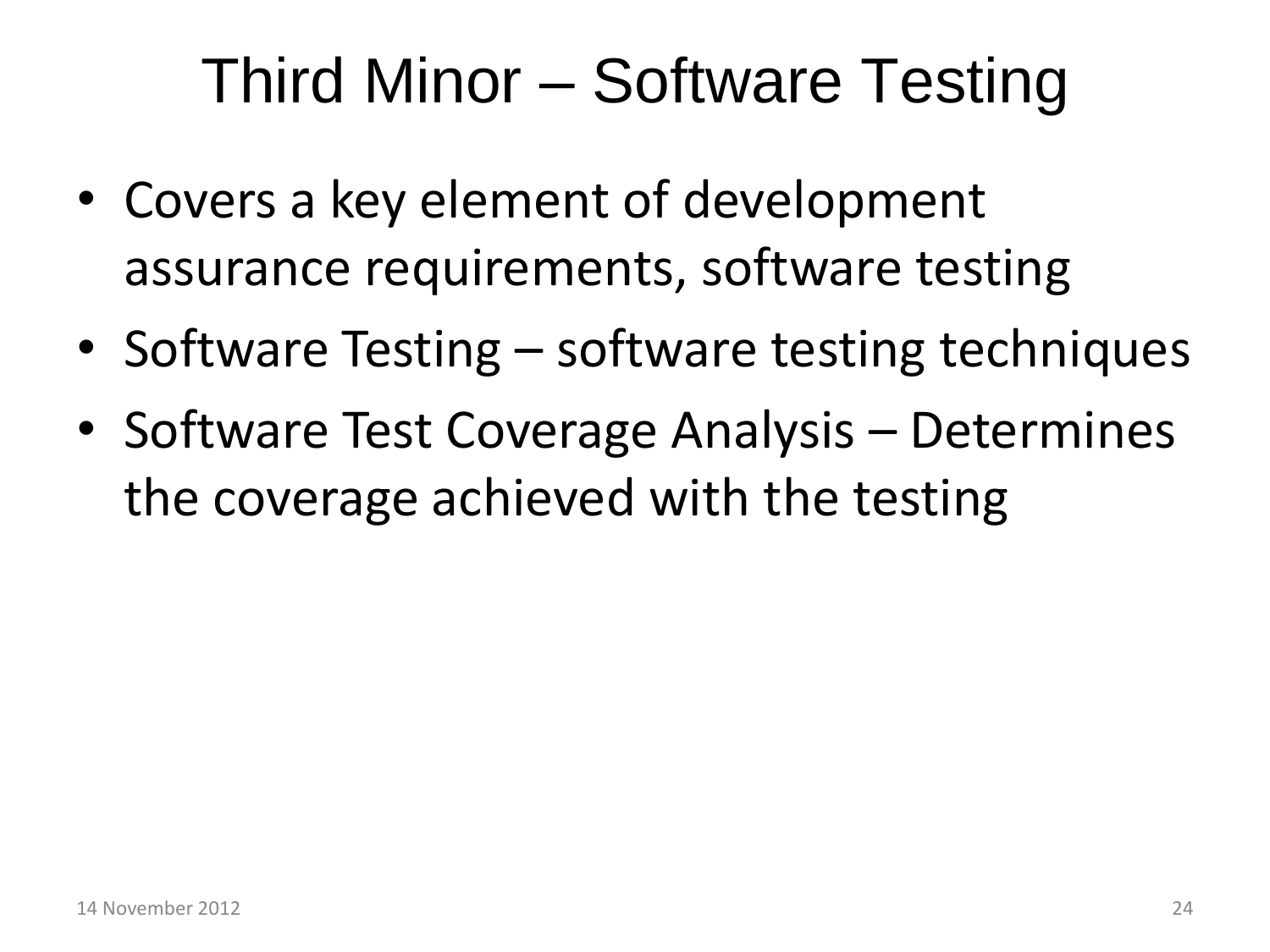# Third Minor – Software Testing

- Covers a key element of development assurance requirements, software testing
- Software Testing – software testing techniques
- Software Test Coverage Analysis – Determines the coverage achieved with the testing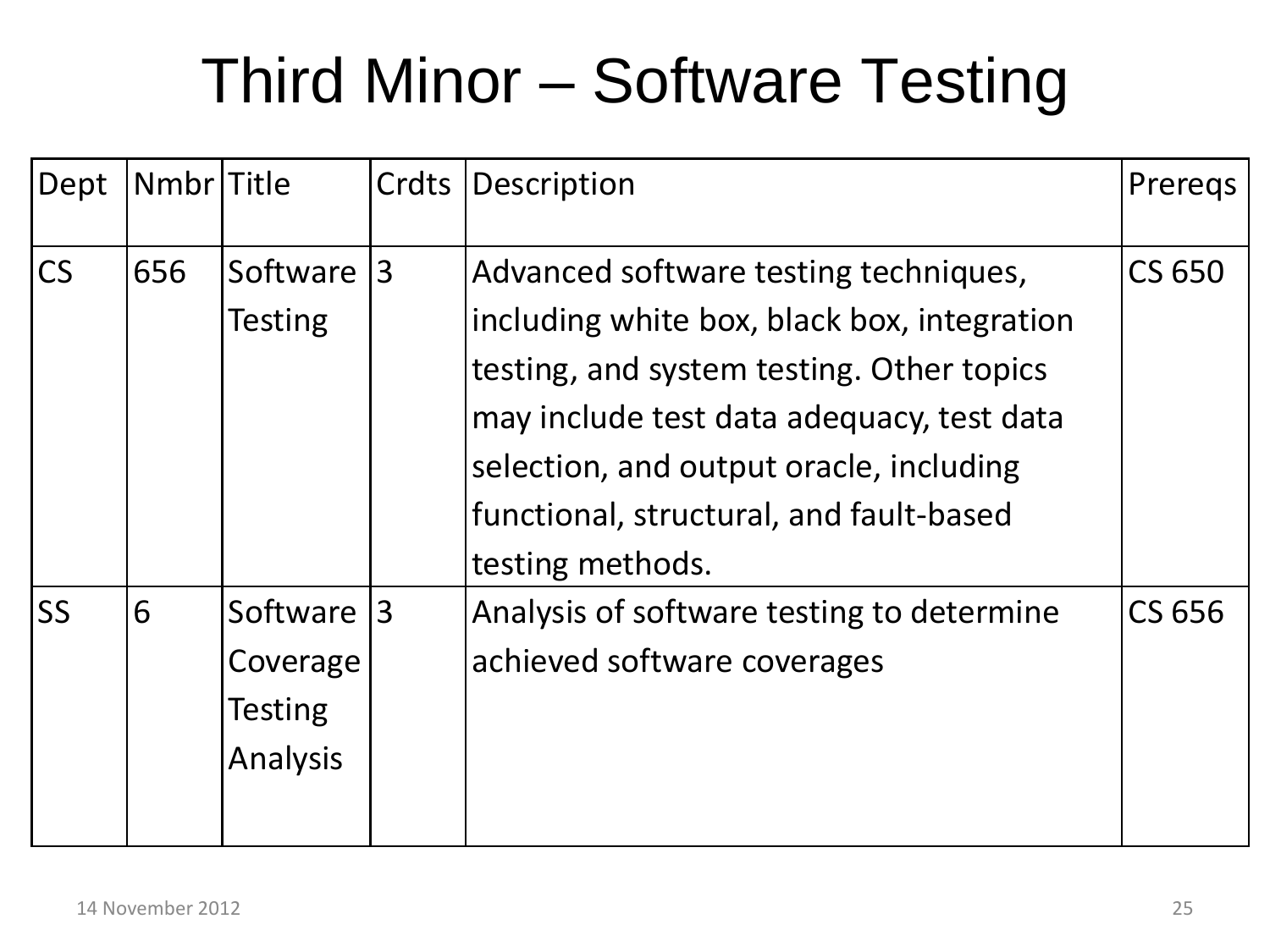# Third Minor – Software Testing

| Dept | Nmbr | Title | Crdts | Description | Prereqs |
|---|---|---|---|---|---|
| CS | 656 | Software Testing | 3 | Advanced software testing techniques, including white box, black box, integration testing, and system testing. Other topics may include test data adequacy, test data selection, and output oracle, including functional, structural, and fault-based testing methods. | CS 650 |
| SS | 6 | Software Coverage Testing Analysis | 3 | Analysis of software testing to determine achieved software coverages | CS 656 |

14 November 2012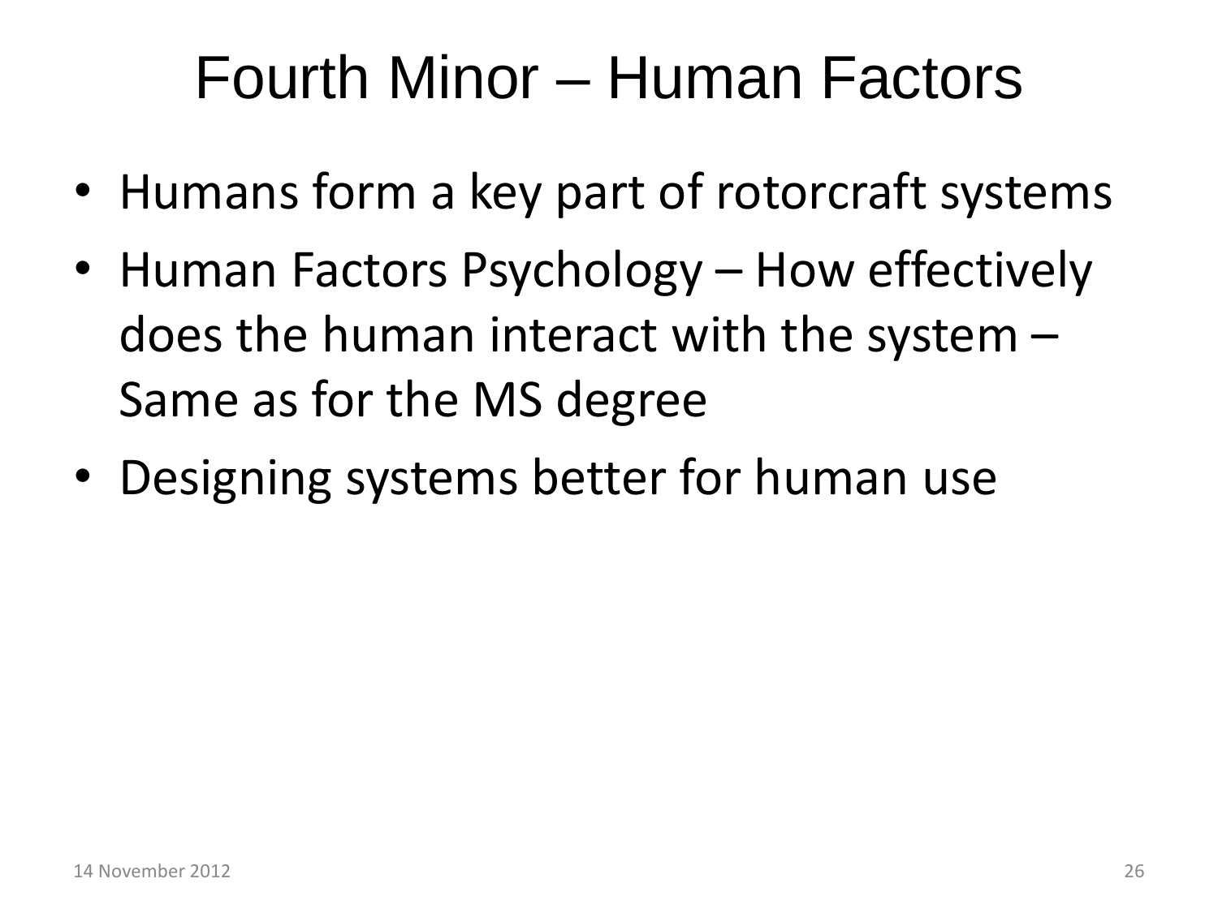# Fourth Minor – Human Factors

- Humans form a key part of rotorcraft systems
- Human Factors Psychology – How effectively does the human interact with the system – Same as for the MS degree
- Designing systems better for human use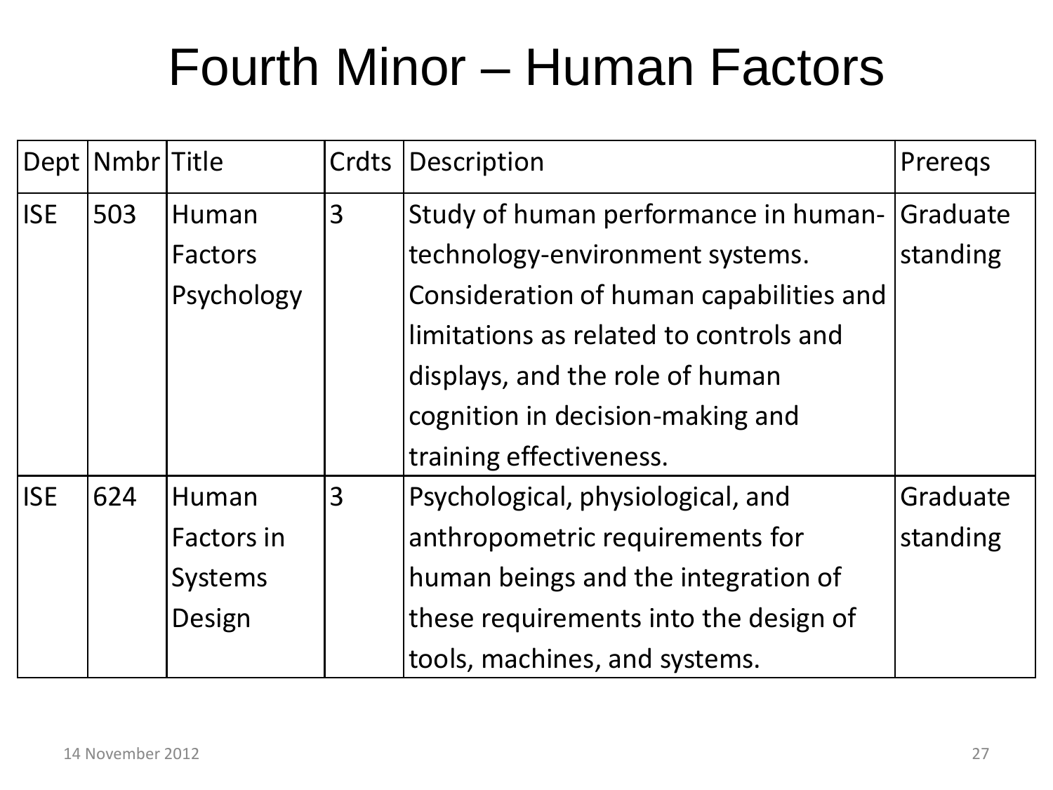# Fourth Minor – Human Factors

| Dept | Nmbr | Title | Crdts | Description | Prereqs |
|---|---|---|---|---|---|
| ISE | 503 | Human Factors Psychology | 3 | Study of human performance in human-technology-environment systems. Consideration of human capabilities and limitations as related to controls and displays, and the role of human cognition in decision-making and training effectiveness. | Graduate standing |
| ISE | 624 | Human Factors in Systems Design | 3 | Psychological, physiological, and anthropometric requirements for human beings and the integration of these requirements into the design of tools, machines, and systems. | Graduate standing |

14 November 2012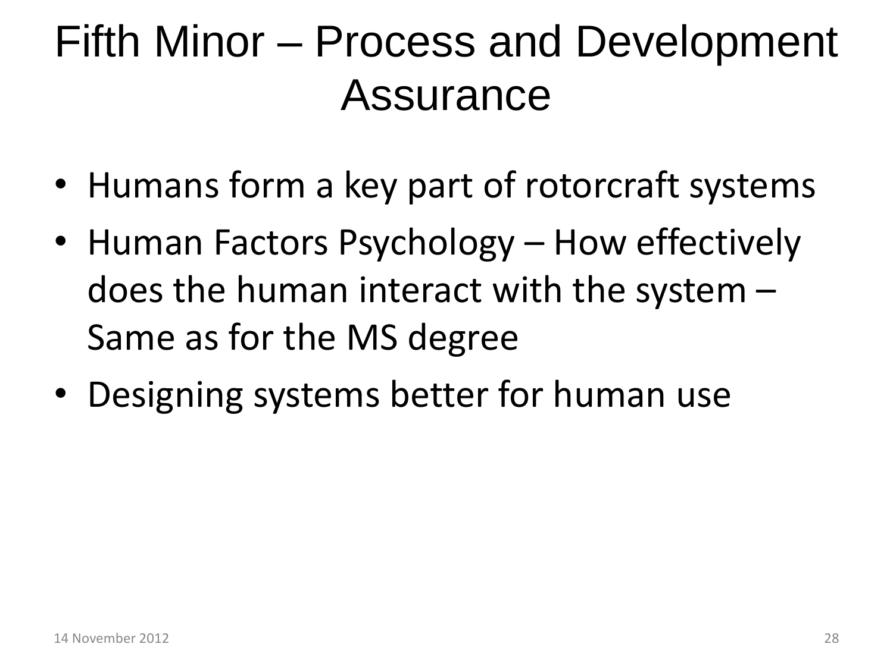# Fifth Minor – Process and Development Assurance

- Humans form a key part of rotorcraft systems
- Human Factors Psychology – How effectively does the human interact with the system – Same as for the MS degree
- Designing systems better for human use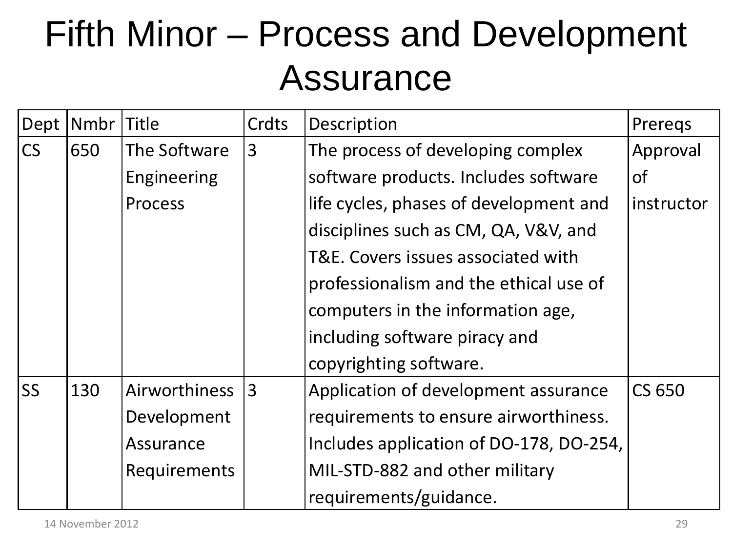# Fifth Minor – Process and Development Assurance

| Dept | Nmbr | Title | Crdts | Description | Prereqs |
|---|---|---|---|---|---|
| CS | 650 | The Software Engineering Process | 3 | The process of developing complex software products. Includes software life cycles, phases of development and disciplines such as CM, QA, V&V, and T&E. Covers issues associated with professionalism and the ethical use of computers in the information age, including software piracy and copyrighting software. | Approval of instructor |
| SS | 130 | Airworthiness Development Assurance Requirements | 3 | Application of development assurance requirements to ensure airworthiness. Includes application of DO-178, DO-254, MIL-STD-882 and other military requirements/guidance. | CS 650 |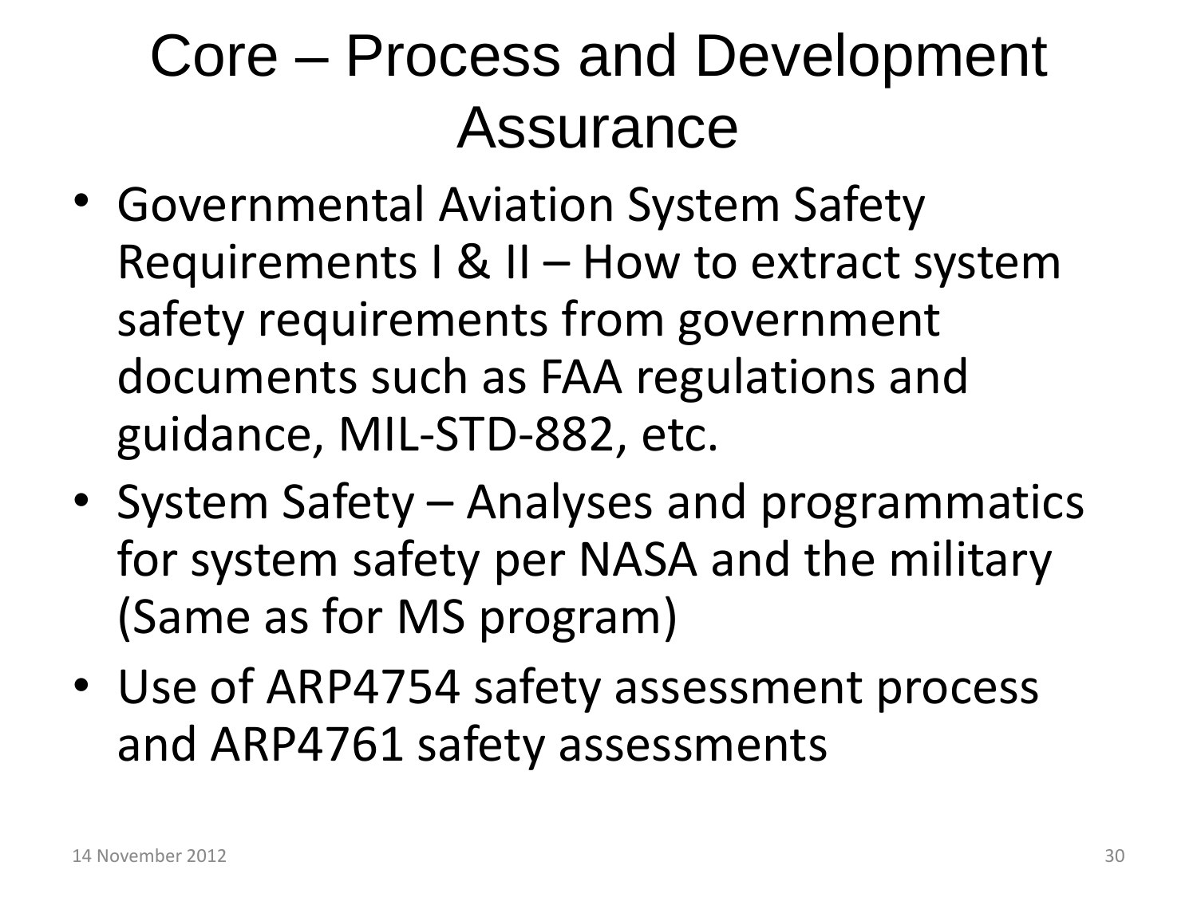# Core – Process and Development Assurance

- Governmental Aviation System Safety Requirements I & II – How to extract system safety requirements from government documents such as FAA regulations and guidance, MIL-STD-882, etc.
- System Safety – Analyses and programmatics for system safety per NASA and the military (Same as for MS program)
- Use of ARP4754 safety assessment process and ARP4761 safety assessments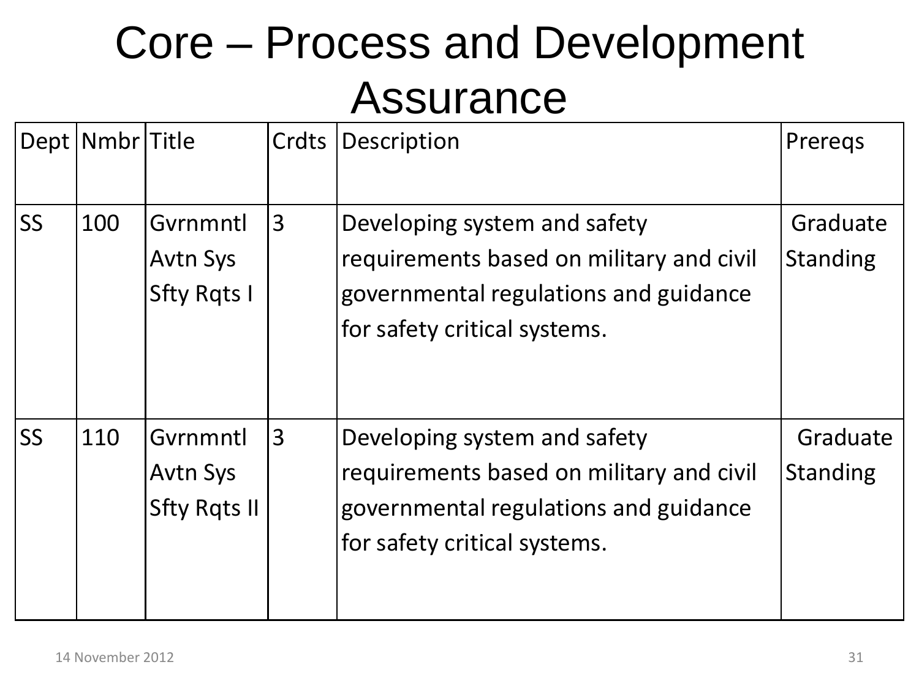# Core – Process and Development Assurance

| Dept | Nmbr | Title | Crdts | Description | Prereqs |
|---|---|---|---|---|---|
| SS | 100 | Gvrnmntl Avtn Sys Sfty Rqts I | 3 | Developing system and safety requirements based on military and civil governmental regulations and guidance for safety critical systems. | Graduate Standing |
| SS | 110 | Gvrnmntl Avtn Sys Sfty Rqts II | 3 | Developing system and safety requirements based on military and civil governmental regulations and guidance for safety critical systems. | Graduate Standing |

14 November 2012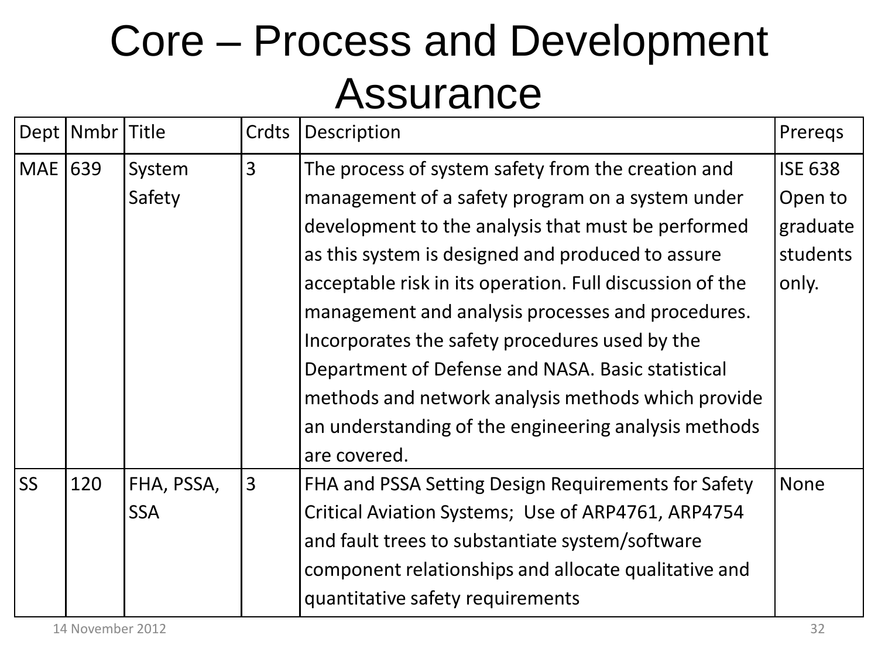# Core – Process and Development Assurance

| Dept | Nmbr | Title | Crdts | Description | Prereqs |
|---|---|---|---|---|---|
| MAE | 639 | System Safety | 3 | The process of system safety from the creation and management of a safety program on a system under development to the analysis that must be performed as this system is designed and produced to assure acceptable risk in its operation. Full discussion of the management and analysis processes and procedures. Incorporates the safety procedures used by the Department of Defense and NASA. Basic statistical methods and network analysis methods which provide an understanding of the engineering analysis methods are covered. | ISE 638 Open to graduate students only. |
| SS | 120 | FHA, PSSA, SSA | 3 | FHA and PSSA Setting Design Requirements for Safety Critical Aviation Systems; Use of ARP4761, ARP4754 and fault trees to substantiate system/software component relationships and allocate qualitative and quantitative safety requirements | None |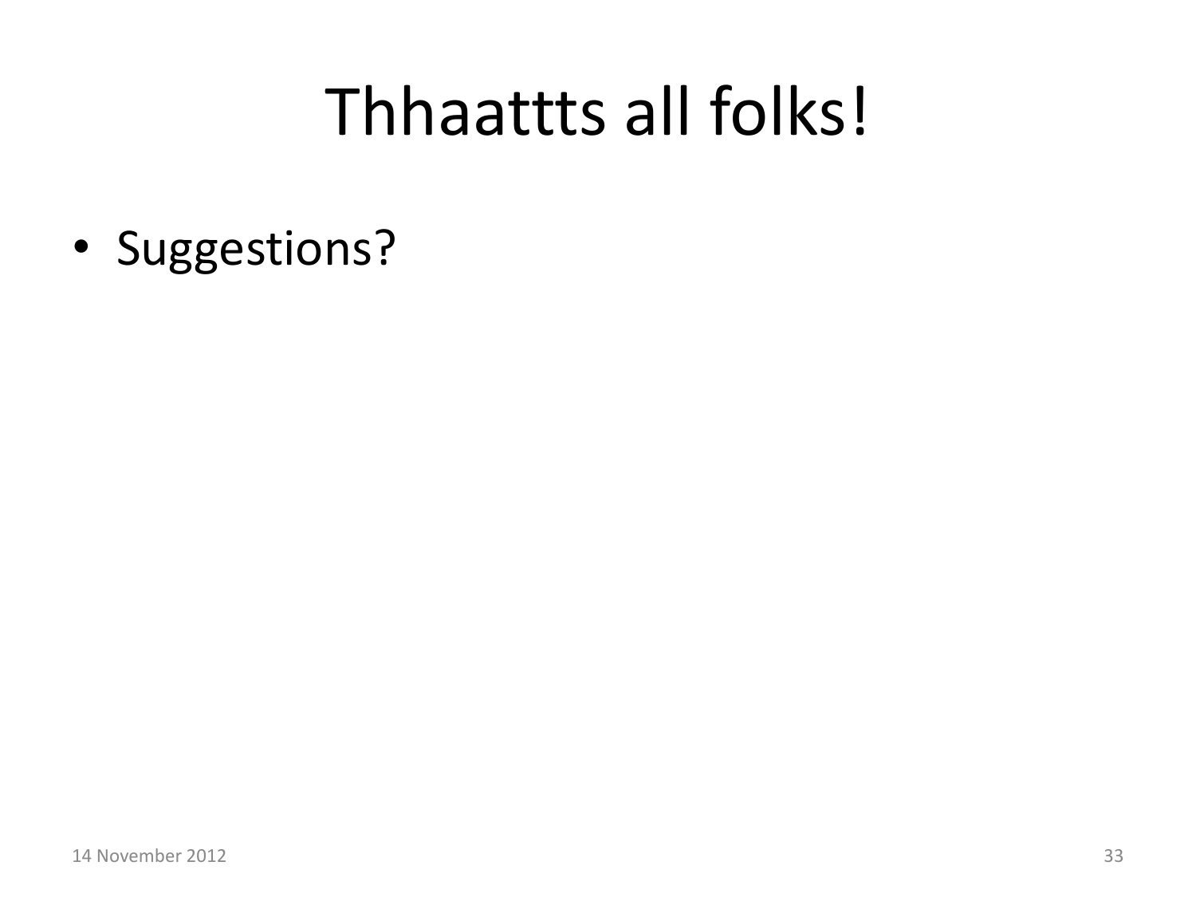# Thhaattts all folks!

- Suggestions?